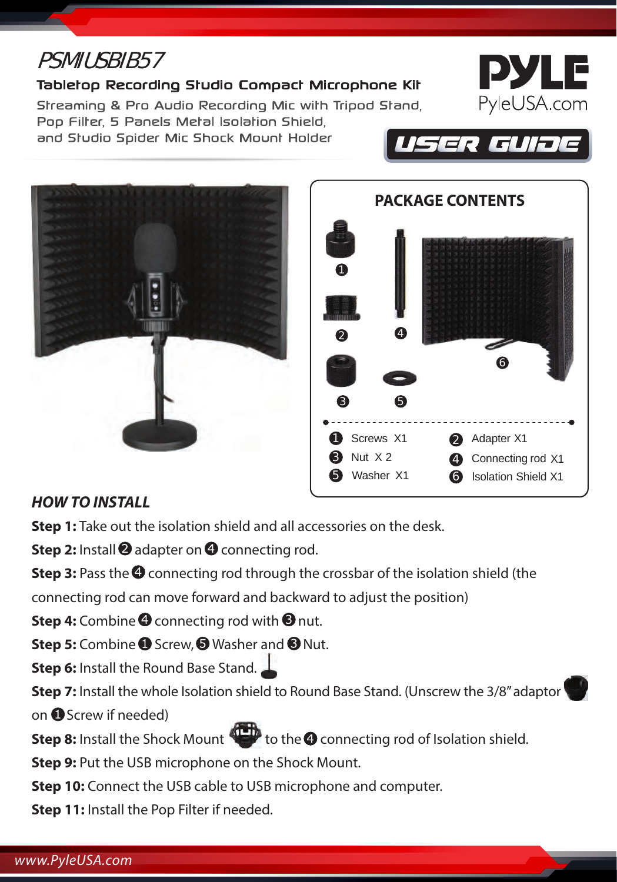# PSMIUSBIB57

**Tabletop Recording Studio Compact Microphone Kit**

Streaming & Pro Audio Recording Mic with Tripod Stand, Pop Filter, 5 Panels Metal Isolation Shield, and Studio Spider Mic Shock Mount Holder

PYLE
PyleUSA.com

**USER GUIDE**

## PACKAGE CONTENTS

| | |
|---|---|
| ❶ Screws X1 | ❷ Adapter X1 |
| ❸ Nut X 2 | ❹ Connecting rod X1 |
| ❺ Washer X1 | ❻ Isolation Shield X1 |

## *HOW TO INSTALL*

**Step 1:** Take out the isolation shield and all accessories on the desk.

**Step 2:** Install ❷ adapter on ❹ connecting rod.

**Step 3:** Pass the ❹ connecting rod through the crossbar of the isolation shield (the connecting rod can move forward and backward to adjust the position)

**Step 4:** Combine ❹ connecting rod with ❸ nut.

**Step 5:** Combine ❶ Screw, ❺ Washer and ❸ Nut.

**Step 6:** Install the Round Base Stand.

**Step 7:** Install the whole Isolation shield to Round Base Stand. (Unscrew the 3/8" adaptor on ❶ Screw if needed)

**Step 8:** Install the Shock Mount to the ❹ connecting rod of Isolation shield.

**Step 9:** Put the USB microphone on the Shock Mount.

**Step 10:** Connect the USB cable to USB microphone and computer.

**Step 11:** Install the Pop Filter if needed.

*www.PyleUSA.com*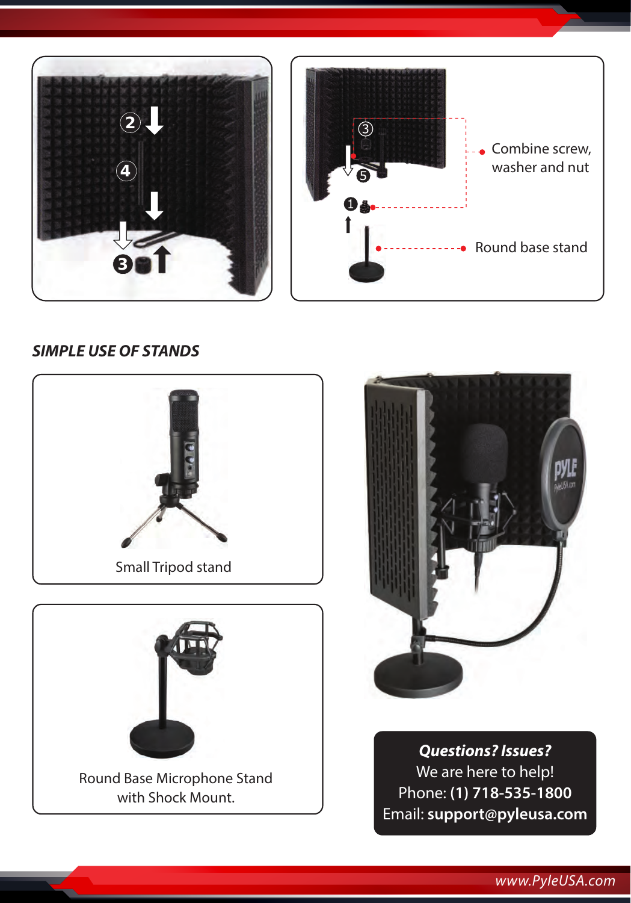Combine screw, washer and nut

Round base stand

## *SIMPLE USE OF STANDS*

Small Tripod stand

Round Base Microphone Stand with Shock Mount.

***Questions? Issues?***
We are here to help!
Phone: **(1) 718-535-1800**
Email: **support@pyleusa.com**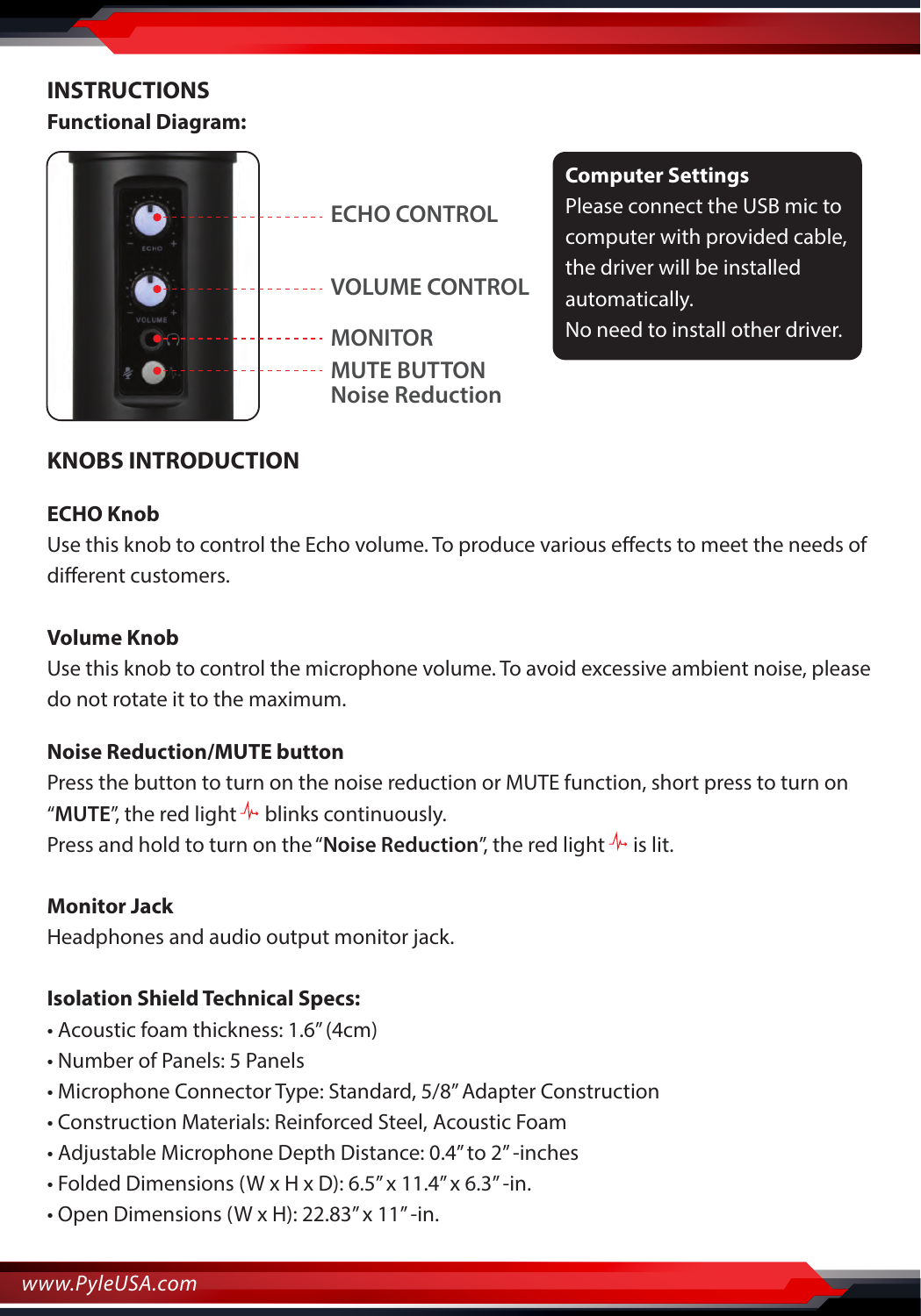# INSTRUCTIONS

**Functional Diagram:**

ECHO CONTROL

VOLUME CONTROL

MONITOR

MUTE BUTTON
Noise Reduction

**Computer Settings**
Please connect the USB mic to computer with provided cable, the driver will be installed automatically.
No need to install other driver.

## KNOBS INTRODUCTION

**ECHO Knob**
Use this knob to control the Echo volume. To produce various effects to meet the needs of different customers.

**Volume Knob**
Use this knob to control the microphone volume. To avoid excessive ambient noise, please do not rotate it to the maximum.

**Noise Reduction/MUTE button**
Press the button to turn on the noise reduction or MUTE function, short press to turn on "**MUTE**", the red light blinks continuously.
Press and hold to turn on the "**Noise Reduction**", the red light is lit.

**Monitor Jack**
Headphones and audio output monitor jack.

**Isolation Shield Technical Specs:**
- Acoustic foam thickness: 1.6" (4cm)
- Number of Panels: 5 Panels
- Microphone Connector Type: Standard, 5/8" Adapter Construction
- Construction Materials: Reinforced Steel, Acoustic Foam
- Adjustable Microphone Depth Distance: 0.4" to 2" -inches
- Folded Dimensions (W x H x D): 6.5" x 11.4" x 6.3" -in.
- Open Dimensions (W x H): 22.83" x 11" -in.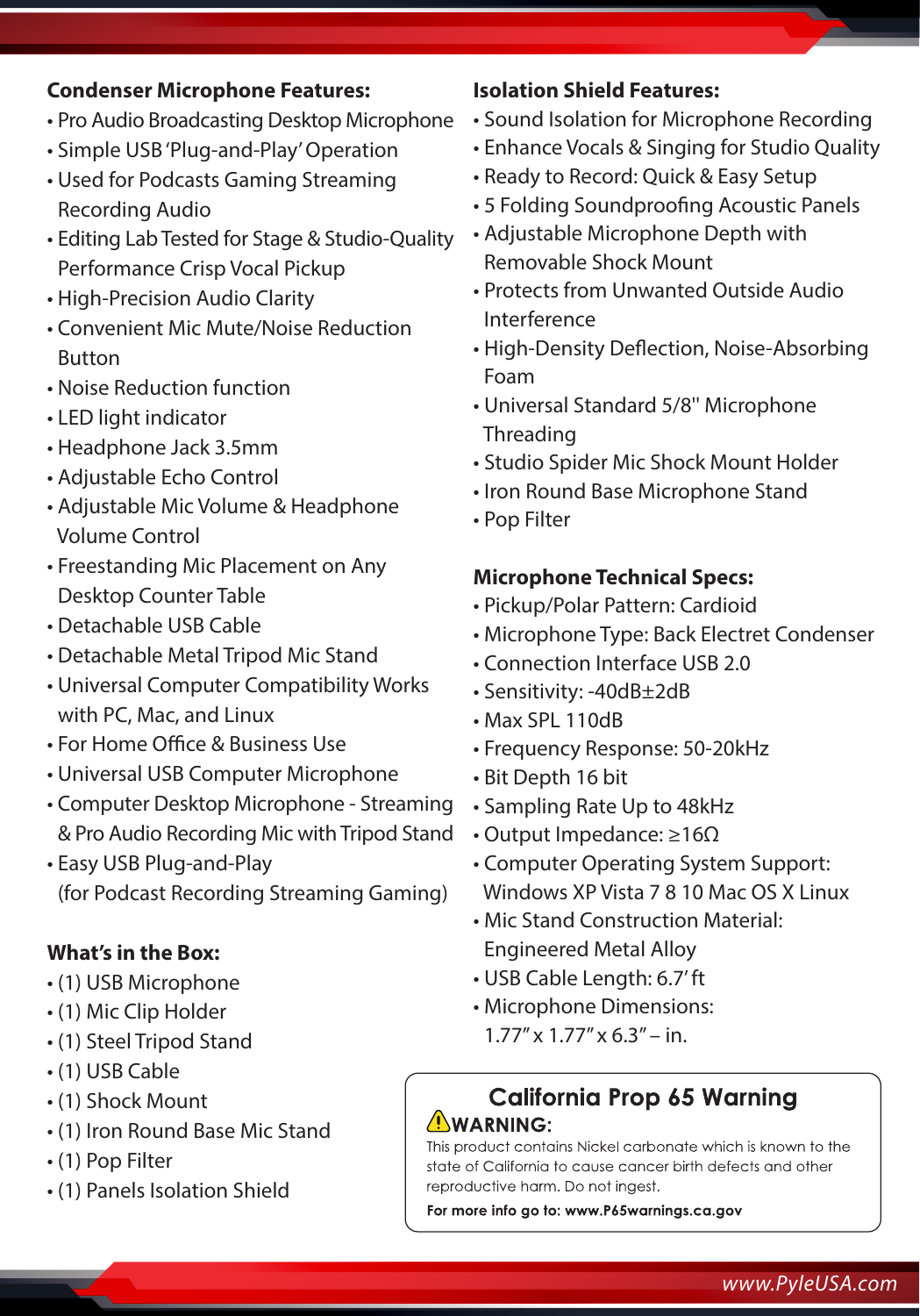## Condenser Microphone Features:

- Pro Audio Broadcasting Desktop Microphone
- Simple USB 'Plug-and-Play' Operation
- Used for Podcasts Gaming Streaming Recording Audio
- Editing Lab Tested for Stage & Studio-Quality Performance Crisp Vocal Pickup
- High-Precision Audio Clarity
- Convenient Mic Mute/Noise Reduction Button
- Noise Reduction function
- LED light indicator
- Headphone Jack 3.5mm
- Adjustable Echo Control
- Adjustable Mic Volume & Headphone Volume Control
- Freestanding Mic Placement on Any Desktop Counter Table
- Detachable USB Cable
- Detachable Metal Tripod Mic Stand
- Universal Computer Compatibility Works with PC, Mac, and Linux
- For Home Office & Business Use
- Universal USB Computer Microphone
- Computer Desktop Microphone - Streaming & Pro Audio Recording Mic with Tripod Stand
- Easy USB Plug-and-Play (for Podcast Recording Streaming Gaming)

## What's in the Box:

- (1) USB Microphone
- (1) Mic Clip Holder
- (1) Steel Tripod Stand
- (1) USB Cable
- (1) Shock Mount
- (1) Iron Round Base Mic Stand
- (1) Pop Filter
- (1) Panels Isolation Shield

## Isolation Shield Features:

- Sound Isolation for Microphone Recording
- Enhance Vocals & Singing for Studio Quality
- Ready to Record: Quick & Easy Setup
- 5 Folding Soundproofing Acoustic Panels
- Adjustable Microphone Depth with Removable Shock Mount
- Protects from Unwanted Outside Audio Interference
- High-Density Deflection, Noise-Absorbing Foam
- Universal Standard 5/8" Microphone Threading
- Studio Spider Mic Shock Mount Holder
- Iron Round Base Microphone Stand
- Pop Filter

## Microphone Technical Specs:

- Pickup/Polar Pattern: Cardioid
- Microphone Type: Back Electret Condenser
- Connection Interface USB 2.0
- Sensitivity: -40dB±2dB
- Max SPL 110dB
- Frequency Response: 50-20kHz
- Bit Depth 16 bit
- Sampling Rate Up to 48kHz
- Output Impedance: ≥16Ω
- Computer Operating System Support: Windows XP Vista 7 8 10 Mac OS X Linux
- Mic Stand Construction Material: Engineered Metal Alloy
- USB Cable Length: 6.7' ft
- Microphone Dimensions: 1.77" x 1.77" x 6.3" – in.

### California Prop 65 Warning

⚠**WARNING:**

This product contains Nickel carbonate which is known to the state of California to cause cancer birth defects and other reproductive harm. Do not ingest.

**For more info go to: www.P65warnings.ca.gov**

www.PyleUSA.com